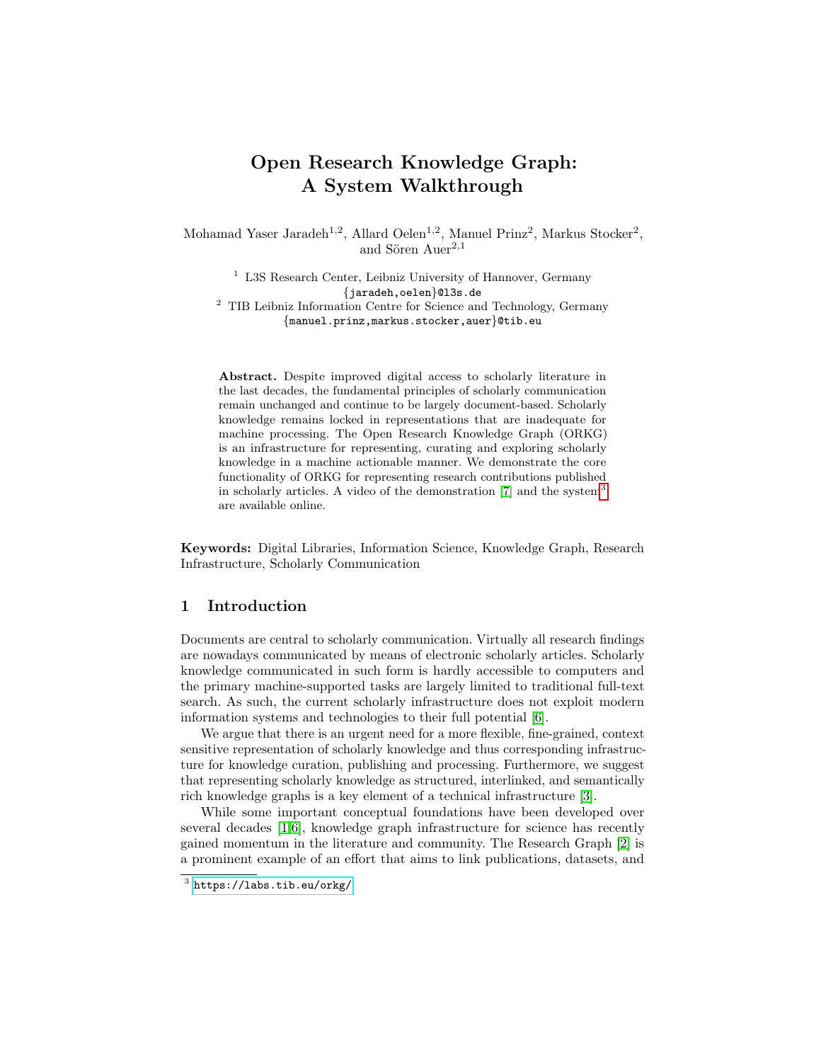# Open Research Knowledge Graph: A System Walkthrough

Mohamad Yaser Jaradeh[1,2], Allard Oelen[1,2], Manuel Prinz[2], Markus Stocker[2], and Sören Auer[2,1]

[1] L3S Research Center, Leibniz University of Hannover, Germany
{jaradeh,oelen}@l3s.de

[2] TIB Leibniz Information Centre for Science and Technology, Germany
{manuel.prinz,markus.stocker,auer}@tib.eu

**Abstract.** Despite improved digital access to scholarly literature in the last decades, the fundamental principles of scholarly communication remain unchanged and continue to be largely document-based. Scholarly knowledge remains locked in representations that are inadequate for machine processing. The Open Research Knowledge Graph (ORKG) is an infrastructure for representing, curating and exploring scholarly knowledge in a machine actionable manner. We demonstrate the core functionality of ORKG for representing research contributions published in scholarly articles. A video of the demonstration [7] and the system[3] are available online.

**Keywords:** Digital Libraries, Information Science, Knowledge Graph, Research Infrastructure, Scholarly Communication

## 1 Introduction

Documents are central to scholarly communication. Virtually all research findings are nowadays communicated by means of electronic scholarly articles. Scholarly knowledge communicated in such form is hardly accessible to computers and the primary machine-supported tasks are largely limited to traditional full-text search. As such, the current scholarly infrastructure does not exploit modern information systems and technologies to their full potential [6].

We argue that there is an urgent need for a more flexible, fine-grained, context sensitive representation of scholarly knowledge and thus corresponding infrastructure for knowledge curation, publishing and processing. Furthermore, we suggest that representing scholarly knowledge as structured, interlinked, and semantically rich knowledge graphs is a key element of a technical infrastructure [3].

While some important conceptual foundations have been developed over several decades [1,6], knowledge graph infrastructure for science has recently gained momentum in the literature and community. The Research Graph [2] is a prominent example of an effort that aims to link publications, datasets, and

[3] https://labs.tib.eu/orkg/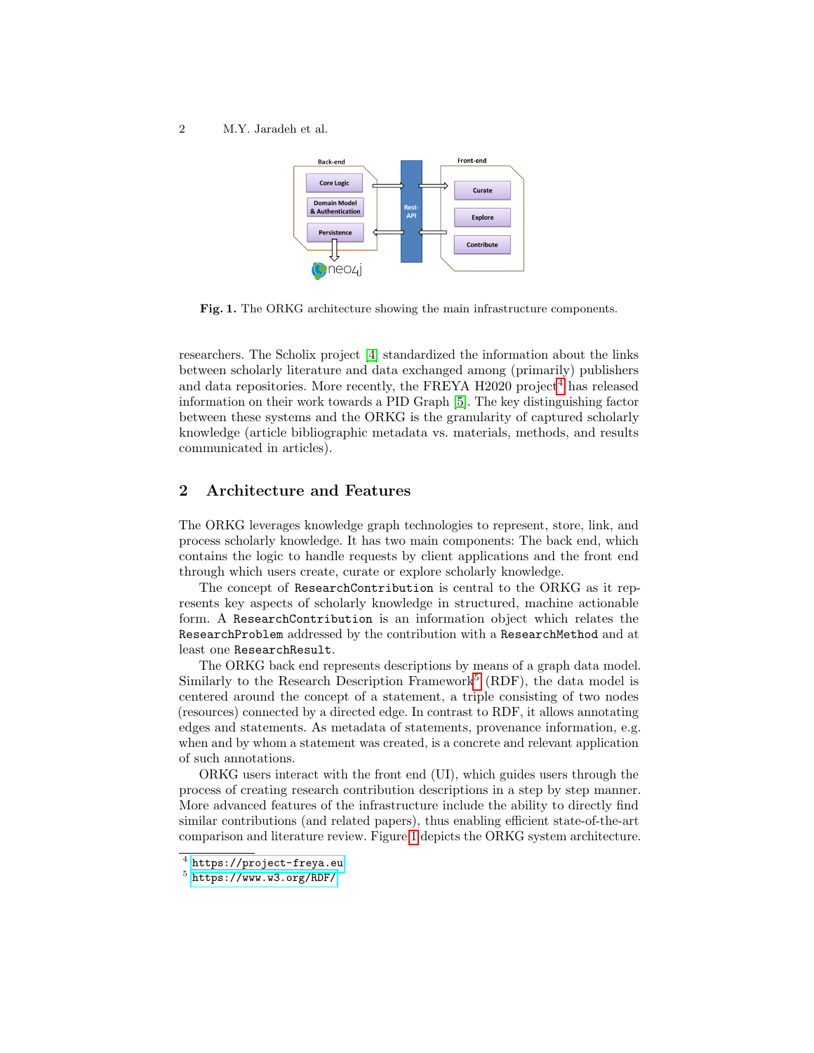Fig. 1. The ORKG architecture showing the main infrastructure components.

researchers. The Scholix project [4] standardized the information about the links between scholarly literature and data exchanged among (primarily) publishers and data repositories. More recently, the FREYA H2020 project[4] has released information on their work towards a PID Graph [5]. The key distinguishing factor between these systems and the ORKG is the granularity of captured scholarly knowledge (article bibliographic metadata vs. materials, methods, and results communicated in articles).

## 2 Architecture and Features

The ORKG leverages knowledge graph technologies to represent, store, link, and process scholarly knowledge. It has two main components: The back end, which contains the logic to handle requests by client applications and the front end through which users create, curate or explore scholarly knowledge.

The concept of `ResearchContribution` is central to the ORKG as it represents key aspects of scholarly knowledge in structured, machine actionable form. A `ResearchContribution` is an information object which relates the `ResearchProblem` addressed by the contribution with a `ResearchMethod` and at least one `ResearchResult`.

The ORKG back end represents descriptions by means of a graph data model. Similarly to the Research Description Framework[5] (RDF), the data model is centered around the concept of a statement, a triple consisting of two nodes (resources) connected by a directed edge. In contrast to RDF, it allows annotating edges and statements. As metadata of statements, provenance information, e.g. when and by whom a statement was created, is a concrete and relevant application of such annotations.

ORKG users interact with the front end (UI), which guides users through the process of creating research contribution descriptions in a step by step manner. More advanced features of the infrastructure include the ability to directly find similar contributions (and related papers), thus enabling efficient state-of-the-art comparison and literature review. Figure 1 depicts the ORKG system architecture.

[4] https://project-freya.eu

[5] https://www.w3.org/RDF/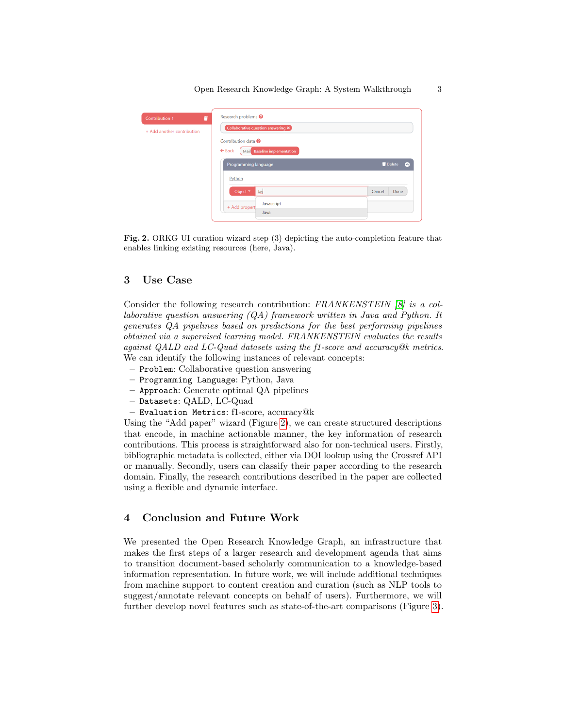**Fig. 2.** ORKG UI curation wizard step (3) depicting the auto-completion feature that enables linking existing resources (here, Java).

## 3 Use Case

Consider the following research contribution: *FRANKENSTEIN [8] is a collaborative question answering (QA) framework written in Java and Python. It generates QA pipelines based on predictions for the best performing pipelines obtained via a supervised learning model. FRANKENSTEIN evaluates the results against QALD and LC-Quad datasets using the f1-score and accuracy@k metrics.* We can identify the following instances of relevant concepts:

- `Problem`: Collaborative question answering
- `Programming Language`: Python, Java
- `Approach`: Generate optimal QA pipelines
- `Datasets`: QALD, LC-Quad
- `Evaluation Metrics`: f1-score, accuracy@k

Using the "Add paper" wizard (Figure 2), we can create structured descriptions that encode, in machine actionable manner, the key information of research contributions. This process is straightforward also for non-technical users. Firstly, bibliographic metadata is collected, either via DOI lookup using the Crossref API or manually. Secondly, users can classify their paper according to the research domain. Finally, the research contributions described in the paper are collected using a flexible and dynamic interface.

## 4 Conclusion and Future Work

We presented the Open Research Knowledge Graph, an infrastructure that makes the first steps of a larger research and development agenda that aims to transition document-based scholarly communication to a knowledge-based information representation. In future work, we will include additional techniques from machine support to content creation and curation (such as NLP tools to suggest/annotate relevant concepts on behalf of users). Furthermore, we will further develop novel features such as state-of-the-art comparisons (Figure 3).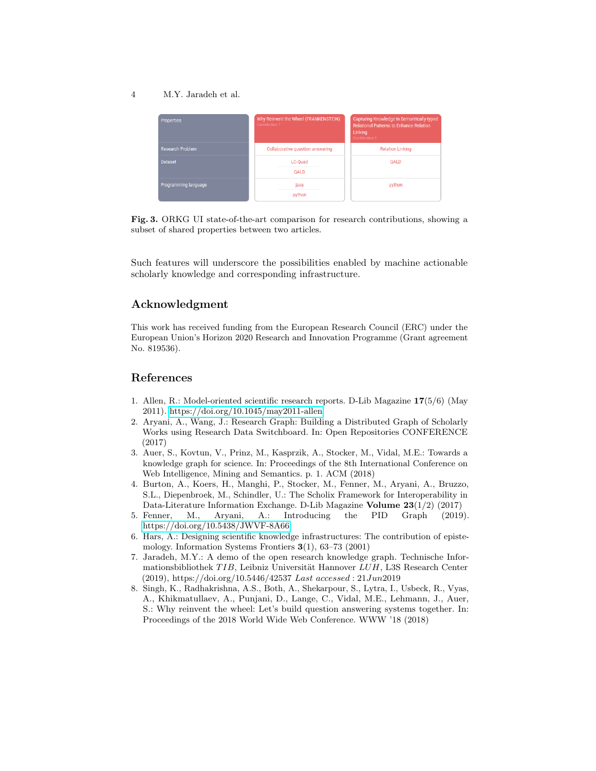| Properties | Why Reinvent the Wheel (FRANKENSTEIN) Contribution 1 | Capturing Knowledge in Semantically-typed Relational Patterns to Enhance Relation Linking Contribution 1 |
|---|---|---|
| Research Problem | Collaborative question answering | Relation Linking |
| Dataset | LC-Quad<br>QALD | QALD |
| Programming language | java<br>python | python |

**Fig. 3.** ORKG UI state-of-the-art comparison for research contributions, showing a subset of shared properties between two articles.

Such features will underscore the possibilities enabled by machine actionable scholarly knowledge and corresponding infrastructure.

## Acknowledgment

This work has received funding from the European Research Council (ERC) under the European Union's Horizon 2020 Research and Innovation Programme (Grant agreement No. 819536).

## References

1. Allen, R.: Model-oriented scientific research reports. D-Lib Magazine **17**(5/6) (May 2011). https://doi.org/10.1045/may2011-allen
2. Aryani, A., Wang, J.: Research Graph: Building a Distributed Graph of Scholarly Works using Research Data Switchboard. In: Open Repositories CONFERENCE (2017)
3. Auer, S., Kovtun, V., Prinz, M., Kasprzik, A., Stocker, M., Vidal, M.E.: Towards a knowledge graph for science. In: Proceedings of the 8th International Conference on Web Intelligence, Mining and Semantics. p. 1. ACM (2018)
4. Burton, A., Koers, H., Manghi, P., Stocker, M., Fenner, M., Aryani, A., Bruzzo, S.L., Diepenbroek, M., Schindler, U.: The Scholix Framework for Interoperability in Data-Literature Information Exchange. D-Lib Magazine **Volume 23**(1/2) (2017)
5. Fenner, M., Aryani, A.: Introducing the PID Graph (2019). https://doi.org/10.5438/JWVF-8A66
6. Hars, A.: Designing scientific knowledge infrastructures: The contribution of epistemology. Information Systems Frontiers **3**(1), 63–73 (2001)
7. Jaradeh, M.Y.: A demo of the open research knowledge graph. Technische Informationsbibliothek $TIB$, Leibniz Universität Hannover $LUH$, L3S Research Center (2019), https://doi.org/10.5446/42537 $Last\ accessed: 21Jun2019$
8. Singh, K., Radhakrishna, A.S., Both, A., Shekarpour, S., Lytra, I., Usbeck, R., Vyas, A., Khikmatullaev, A., Punjani, D., Lange, C., Vidal, M.E., Lehmann, J., Auer, S.: Why reinvent the wheel: Let's build question answering systems together. In: Proceedings of the 2018 World Wide Web Conference. WWW '18 (2018)